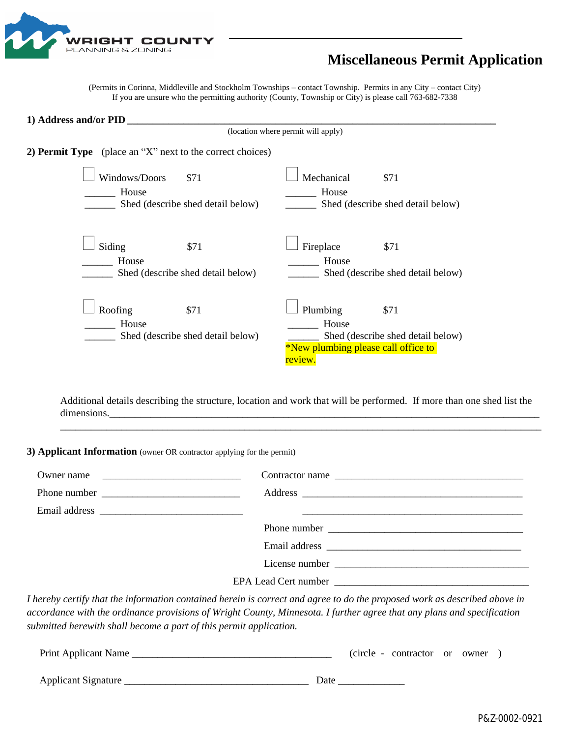WRIGHT COUNTY
PLANNING & ZONING

# Miscellaneous Permit Application

(Permits in Corinna, Middleville and Stockholm Townships – contact Township. Permits in any City – contact City)
If you are unsure who the permitting authority (County, Township or City) is please call 763-682-7338

**1) Address and/or PID** ______________________________________________
(location where permit will apply)

**2) Permit Type** (place an "X" next to the correct choices)

☐ Windows/Doors $71
______ House
______ Shed (describe shed detail below)

☐ Mechanical $71
______ House
______ Shed (describe shed detail below)

☐ Siding $71
______ House
______ Shed (describe shed detail below)

☐ Fireplace $71
______ House
______ Shed (describe shed detail below)

☐ Roofing $71
______ House
______ Shed (describe shed detail below)

☐ Plumbing $71
______ House
______ Shed (describe shed detail below)
*New plumbing please call office to review.

Additional details describing the structure, location and work that will be performed. If more than one shed list the dimensions.______________________________________________
______________________________________________

**3) Applicant Information** (owner OR contractor applying for the permit)

Owner name ____________________
Phone number ____________________
Email address ____________________

Contractor name ____________________
Address ____________________
____________________
Phone number ____________________
Email address ____________________
License number ____________________
EPA Lead Cert number ____________________

*I hereby certify that the information contained herein is correct and agree to do the proposed work as described above in accordance with the ordinance provisions of Wright County, Minnesota. I further agree that any plans and specification submitted herewith shall become a part of this permit application.*

Print Applicant Name ______________________________ (circle - contractor or owner )

Applicant Signature ______________________________ Date ____________

P&Z-0002-0921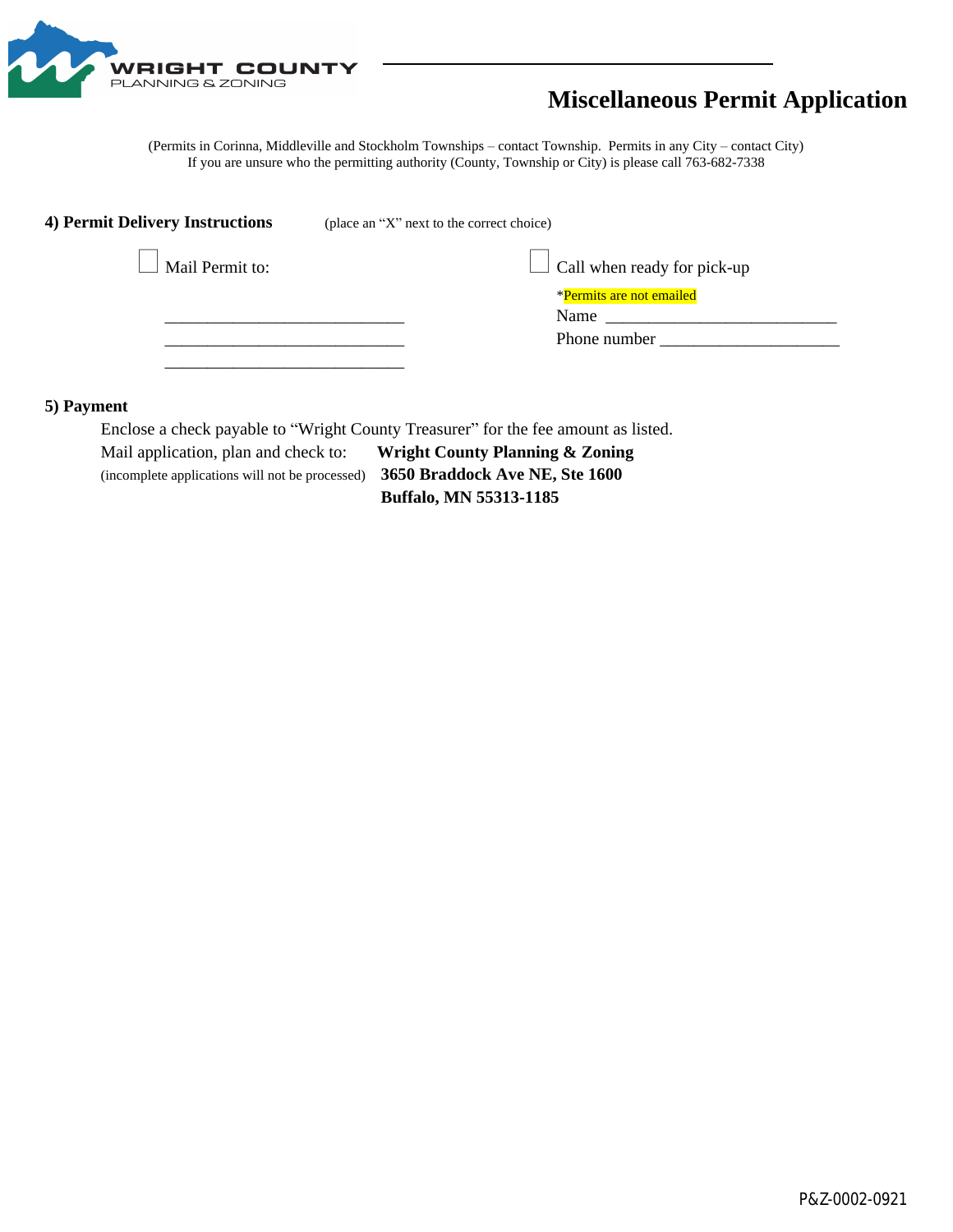WRIGHT COUNTY
PLANNING & ZONING

# Miscellaneous Permit Application

(Permits in Corinna, Middleville and Stockholm Townships – contact Township. Permits in any City – contact City)
If you are unsure who the permitting authority (County, Township or City) is please call 763-682-7338

## 4) Permit Delivery Instructions

(place an "X" next to the correct choice)

☐ Mail Permit to:

_____________________________
_____________________________
_____________________________

☐ Call when ready for pick-up

*Permits are not emailed

Name _____________________________

Phone number ______________________

## 5) Payment

Enclose a check payable to "Wright County Treasurer" for the fee amount as listed.

Mail application, plan and check to: **Wright County Planning & Zoning**
(incomplete applications will not be processed) **3650 Braddock Ave NE, Ste 1600**
**Buffalo, MN 55313-1185**

P&Z-0002-0921